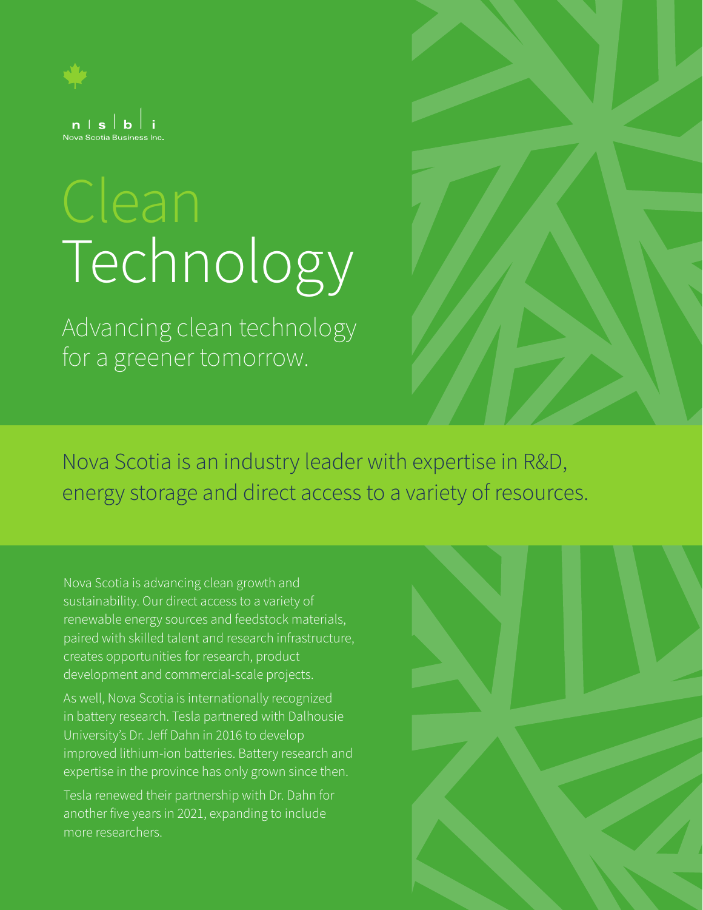nsbi
Nova Scotia Business Inc.

# Clean Technology

## Advancing clean technology for a greener tomorrow.

**Nova Scotia is an industry leader with expertise in R&D, energy storage and direct access to a variety of resources.**

Nova Scotia is advancing clean growth and sustainability. Our direct access to a variety of renewable energy sources and feedstock materials, paired with skilled talent and research infrastructure, creates opportunities for research, product development and commercial-scale projects.

As well, Nova Scotia is internationally recognized in battery research. Tesla partnered with Dalhousie University's Dr. Jeff Dahn in 2016 to develop improved lithium-ion batteries. Battery research and expertise in the province has only grown since then.

Tesla renewed their partnership with Dr. Dahn for another five years in 2021, expanding to include more researchers.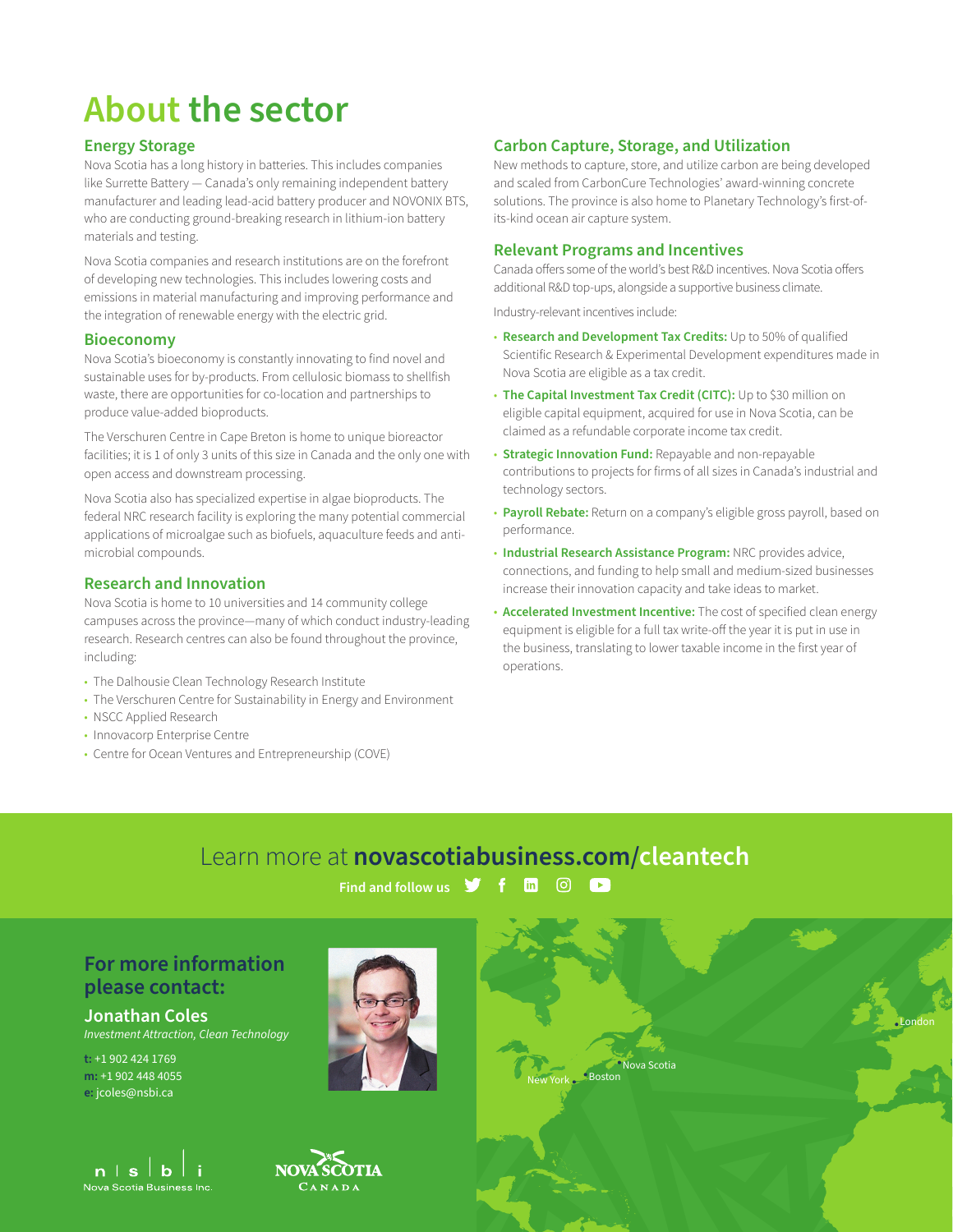# About the sector

## Energy Storage

Nova Scotia has a long history in batteries. This includes companies like Surrette Battery — Canada's only remaining independent battery manufacturer and leading lead-acid battery producer and NOVONIX BTS, who are conducting ground-breaking research in lithium-ion battery materials and testing.

Nova Scotia companies and research institutions are on the forefront of developing new technologies. This includes lowering costs and emissions in material manufacturing and improving performance and the integration of renewable energy with the electric grid.

## Bioeconomy

Nova Scotia's bioeconomy is constantly innovating to find novel and sustainable uses for by-products. From cellulosic biomass to shellfish waste, there are opportunities for co-location and partnerships to produce value-added bioproducts.

The Verschuren Centre in Cape Breton is home to unique bioreactor facilities; it is 1 of only 3 units of this size in Canada and the only one with open access and downstream processing.

Nova Scotia also has specialized expertise in algae bioproducts. The federal NRC research facility is exploring the many potential commercial applications of microalgae such as biofuels, aquaculture feeds and anti-microbial compounds.

## Research and Innovation

Nova Scotia is home to 10 universities and 14 community college campuses across the province—many of which conduct industry-leading research. Research centres can also be found throughout the province, including:

- The Dalhousie Clean Technology Research Institute
- The Verschuren Centre for Sustainability in Energy and Environment
- NSCC Applied Research
- Innovacorp Enterprise Centre
- Centre for Ocean Ventures and Entrepreneurship (COVE)

## Carbon Capture, Storage, and Utilization

New methods to capture, store, and utilize carbon are being developed and scaled from CarbonCure Technologies' award-winning concrete solutions. The province is also home to Planetary Technology's first-of-its-kind ocean air capture system.

## Relevant Programs and Incentives

Canada offers some of the world's best R&D incentives. Nova Scotia offers additional R&D top-ups, alongside a supportive business climate.

Industry-relevant incentives include:

- **Research and Development Tax Credits:** Up to 50% of qualified Scientific Research & Experimental Development expenditures made in Nova Scotia are eligible as a tax credit.
- **The Capital Investment Tax Credit (CITC):** Up to $30 million on eligible capital equipment, acquired for use in Nova Scotia, can be claimed as a refundable corporate income tax credit.
- **Strategic Innovation Fund:** Repayable and non-repayable contributions to projects for firms of all sizes in Canada's industrial and technology sectors.
- **Payroll Rebate:** Return on a company's eligible gross payroll, based on performance.
- **Industrial Research Assistance Program:** NRC provides advice, connections, and funding to help small and medium-sized businesses increase their innovation capacity and take ideas to market.
- **Accelerated Investment Incentive:** The cost of specified clean energy equipment is eligible for a full tax write-off the year it is put in use in the business, translating to lower taxable income in the first year of operations.

Learn more at **novascotiabusiness.com/cleantech**

**Find and follow us**

## For more information please contact:

### Jonathan Coles

*Investment Attraction, Clean Technology*

t: +1 902 424 1769
m: +1 902 448 4055
e: jcoles@nsbi.ca

London

Nova Scotia

New York

Boston

n | s | b | i
Nova Scotia Business Inc.

NOVA SCOTIA
CANADA